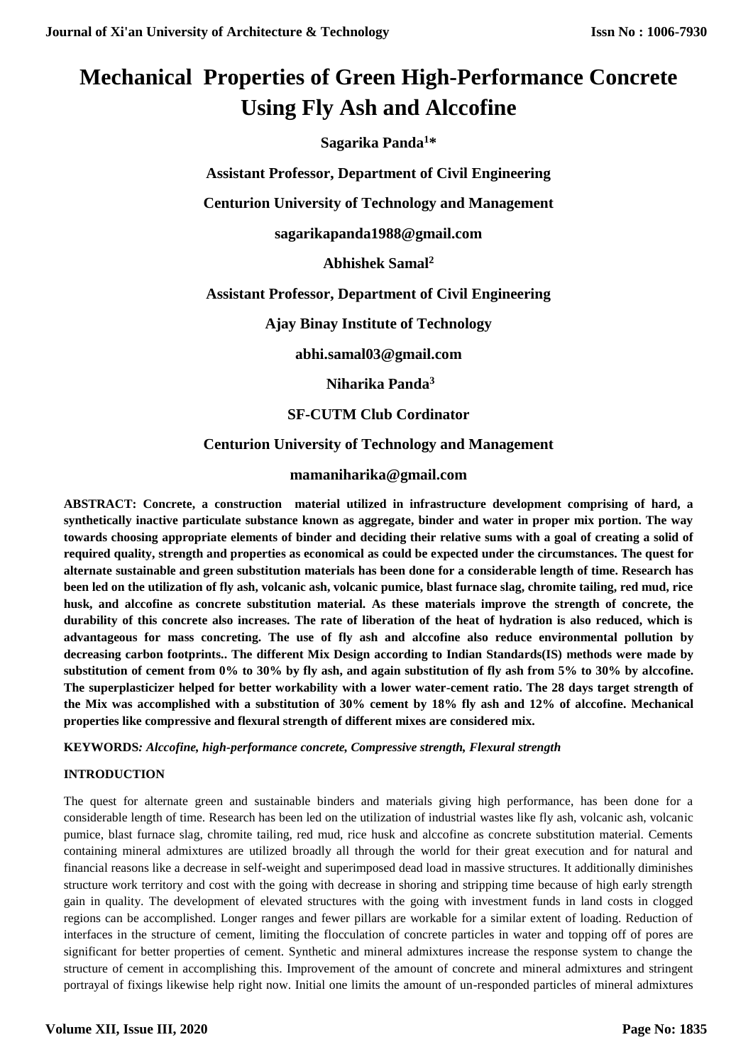# Mechanical Properties of Green High-Performance Concrete Using Fly Ash and Alccofine

**Sagarika Panda[1]***

**Assistant Professor, Department of Civil Engineering**

**Centurion University of Technology and Management**

**sagarikapanda1988@gmail.com**

**Abhishek Samal[2]**

**Assistant Professor, Department of Civil Engineering**

**Ajay Binay Institute of Technology**

**abhi.samal03@gmail.com**

**Niharika Panda[3]**

**SF-CUTM Club Cordinator**

**Centurion University of Technology and Management**

**mamaniharika@gmail.com**

**ABSTRACT: Concrete, a construction material utilized in infrastructure development comprising of hard, a synthetically inactive particulate substance known as aggregate, binder and water in proper mix portion. The way towards choosing appropriate elements of binder and deciding their relative sums with a goal of creating a solid of required quality, strength and properties as economical as could be expected under the circumstances. The quest for alternate sustainable and green substitution materials has been done for a considerable length of time. Research has been led on the utilization of fly ash, volcanic ash, volcanic pumice, blast furnace slag, chromite tailing, red mud, rice husk, and alccofine as concrete substitution material. As these materials improve the strength of concrete, the durability of this concrete also increases. The rate of liberation of the heat of hydration is also reduced, which is advantageous for mass concreting. The use of fly ash and alccofine also reduce environmental pollution by decreasing carbon footprints.. The different Mix Design according to Indian Standards(IS) methods were made by substitution of cement from 0% to 30% by fly ash, and again substitution of fly ash from 5% to 30% by alccofine. The superplasticizer helped for better workability with a lower water-cement ratio. The 28 days target strength of the Mix was accomplished with a substitution of 30% cement by 18% fly ash and 12% of alccofine. Mechanical properties like compressive and flexural strength of different mixes are considered mix.**

**KEYWORDS***: Alccofine, high-performance concrete, Compressive strength, Flexural strength*

**INTRODUCTION**

The quest for alternate green and sustainable binders and materials giving high performance, has been done for a considerable length of time. Research has been led on the utilization of industrial wastes like fly ash, volcanic ash, volcanic pumice, blast furnace slag, chromite tailing, red mud, rice husk and alccofine as concrete substitution material. Cements containing mineral admixtures are utilized broadly all through the world for their great execution and for natural and financial reasons like a decrease in self-weight and superimposed dead load in massive structures. It additionally diminishes structure work territory and cost with the going with decrease in shoring and stripping time because of high early strength gain in quality. The development of elevated structures with the going with investment funds in land costs in clogged regions can be accomplished. Longer ranges and fewer pillars are workable for a similar extent of loading. Reduction of interfaces in the structure of cement, limiting the flocculation of concrete particles in water and topping off of pores are significant for better properties of cement. Synthetic and mineral admixtures increase the response system to change the structure of cement in accomplishing this. Improvement of the amount of concrete and mineral admixtures and stringent portrayal of fixings likewise help right now. Initial one limits the amount of un-responded particles of mineral admixtures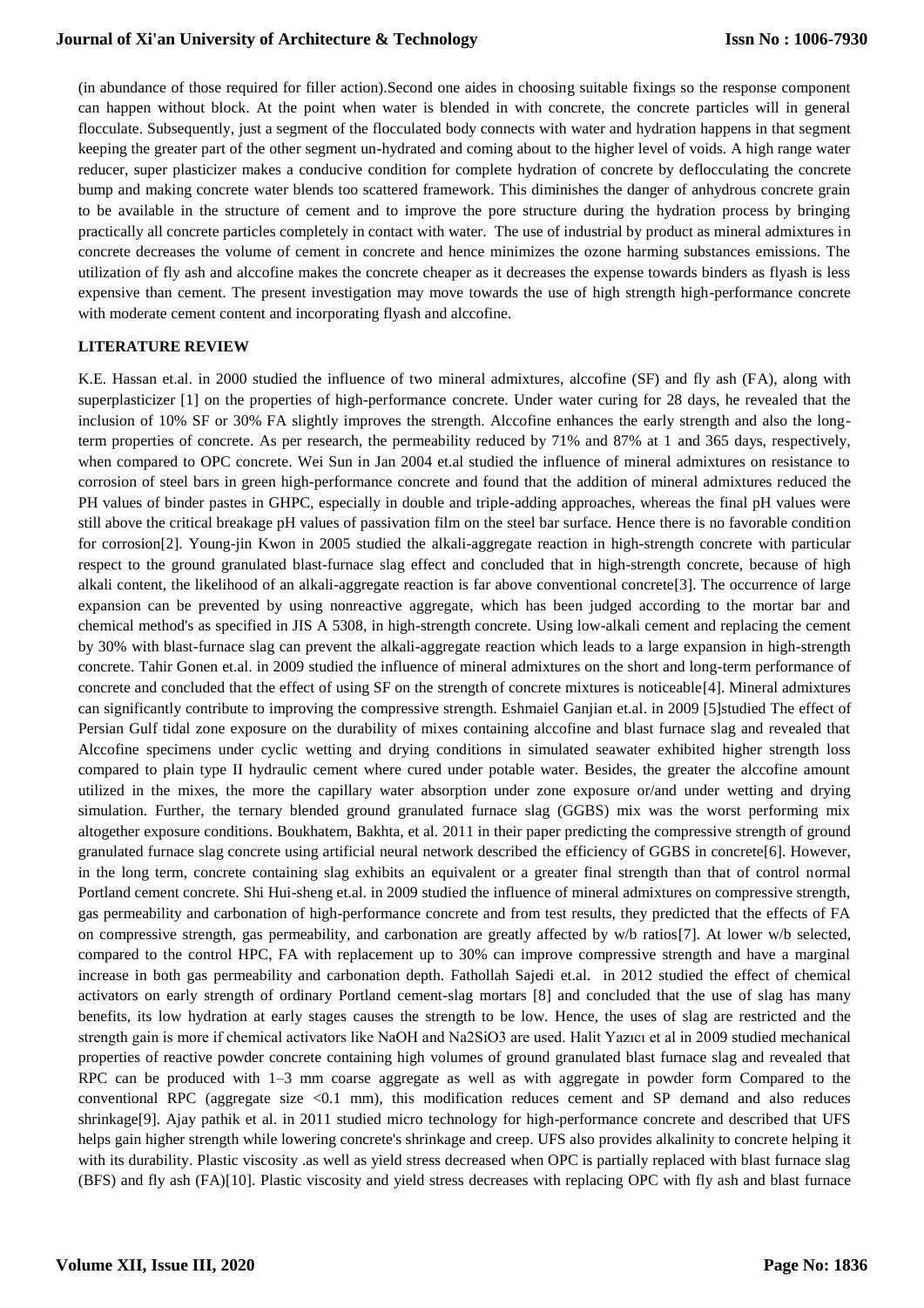(in abundance of those required for filler action).Second one aides in choosing suitable fixings so the response component can happen without block. At the point when water is blended in with concrete, the concrete particles will in general flocculate. Subsequently, just a segment of the flocculated body connects with water and hydration happens in that segment keeping the greater part of the other segment un-hydrated and coming about to the higher level of voids. A high range water reducer, super plasticizer makes a conducive condition for complete hydration of concrete by deflocculating the concrete bump and making concrete water blends too scattered framework. This diminishes the danger of anhydrous concrete grain to be available in the structure of cement and to improve the pore structure during the hydration process by bringing practically all concrete particles completely in contact with water. The use of industrial by product as mineral admixtures in concrete decreases the volume of cement in concrete and hence minimizes the ozone harming substances emissions. The utilization of fly ash and alccofine makes the concrete cheaper as it decreases the expense towards binders as flyash is less expensive than cement. The present investigation may move towards the use of high strength high-performance concrete with moderate cement content and incorporating flyash and alccofine.

## LITERATURE REVIEW

K.E. Hassan et.al. in 2000 studied the influence of two mineral admixtures, alccofine (SF) and fly ash (FA), along with superplasticizer [1] on the properties of high-performance concrete. Under water curing for 28 days, he revealed that the inclusion of 10% SF or 30% FA slightly improves the strength. Alccofine enhances the early strength and also the long-term properties of concrete. As per research, the permeability reduced by 71% and 87% at 1 and 365 days, respectively, when compared to OPC concrete. Wei Sun in Jan 2004 et.al studied the influence of mineral admixtures on resistance to corrosion of steel bars in green high-performance concrete and found that the addition of mineral admixtures reduced the PH values of binder pastes in GHPC, especially in double and triple-adding approaches, whereas the final pH values were still above the critical breakage pH values of passivation film on the steel bar surface. Hence there is no favorable condition for corrosion[2]. Young-jin Kwon in 2005 studied the alkali-aggregate reaction in high-strength concrete with particular respect to the ground granulated blast-furnace slag effect and concluded that in high-strength concrete, because of high alkali content, the likelihood of an alkali-aggregate reaction is far above conventional concrete[3]. The occurrence of large expansion can be prevented by using nonreactive aggregate, which has been judged according to the mortar bar and chemical method's as specified in JIS A 5308, in high-strength concrete. Using low-alkali cement and replacing the cement by 30% with blast-furnace slag can prevent the alkali-aggregate reaction which leads to a large expansion in high-strength concrete. Tahir Gonen et.al. in 2009 studied the influence of mineral admixtures on the short and long-term performance of concrete and concluded that the effect of using SF on the strength of concrete mixtures is noticeable[4]. Mineral admixtures can significantly contribute to improving the compressive strength. Eshmaiel Ganjian et.al. in 2009 [5]studied The effect of Persian Gulf tidal zone exposure on the durability of mixes containing alccofine and blast furnace slag and revealed that Alccofine specimens under cyclic wetting and drying conditions in simulated seawater exhibited higher strength loss compared to plain type II hydraulic cement where cured under potable water. Besides, the greater the alccofine amount utilized in the mixes, the more the capillary water absorption under zone exposure or/and under wetting and drying simulation. Further, the ternary blended ground granulated furnace slag (GGBS) mix was the worst performing mix altogether exposure conditions. Boukhatem, Bakhta, et al. 2011 in their paper predicting the compressive strength of ground granulated furnace slag concrete using artificial neural network described the efficiency of GGBS in concrete[6]. However, in the long term, concrete containing slag exhibits an equivalent or a greater final strength than that of control normal Portland cement concrete. Shi Hui-sheng et.al. in 2009 studied the influence of mineral admixtures on compressive strength, gas permeability and carbonation of high-performance concrete and from test results, they predicted that the effects of FA on compressive strength, gas permeability, and carbonation are greatly affected by w/b ratios[7]. At lower w/b selected, compared to the control HPC, FA with replacement up to 30% can improve compressive strength and have a marginal increase in both gas permeability and carbonation depth. Fathollah Sajedi et.al. in 2012 studied the effect of chemical activators on early strength of ordinary Portland cement-slag mortars [8] and concluded that the use of slag has many benefits, its low hydration at early stages causes the strength to be low. Hence, the uses of slag are restricted and the strength gain is more if chemical activators like NaOH and $Na_2SiO_3$ are used. Halit Yazıcı et al in 2009 studied mechanical properties of reactive powder concrete containing high volumes of ground granulated blast furnace slag and revealed that RPC can be produced with 1–3 mm coarse aggregate as well as with aggregate in powder form Compared to the conventional RPC (aggregate size <0.1 mm), this modification reduces cement and SP demand and also reduces shrinkage[9]. Ajay pathik et al. in 2011 studied micro technology for high-performance concrete and described that UFS helps gain higher strength while lowering concrete's shrinkage and creep. UFS also provides alkalinity to concrete helping it with its durability. Plastic viscosity .as well as yield stress decreased when OPC is partially replaced with blast furnace slag (BFS) and fly ash (FA)[10]. Plastic viscosity and yield stress decreases with replacing OPC with fly ash and blast furnace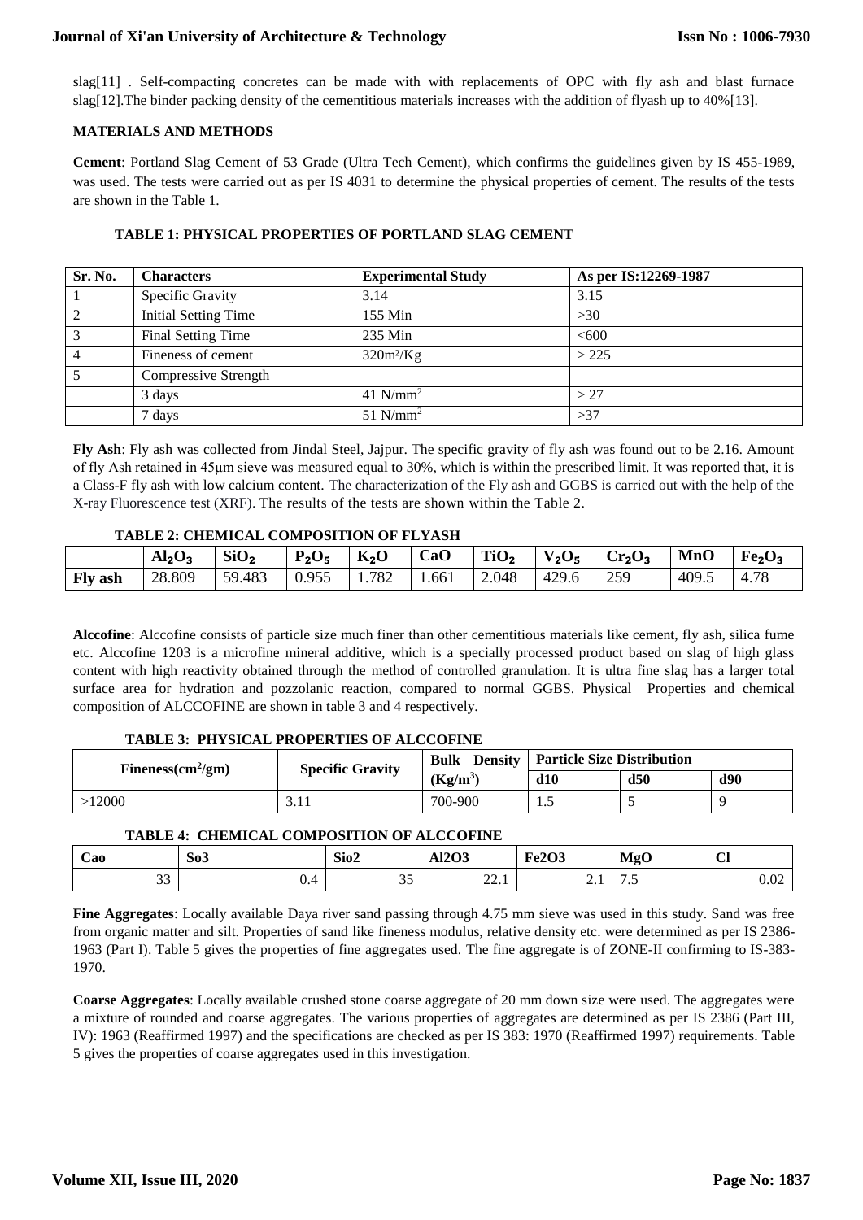slag[11] . Self-compacting concretes can be made with with replacements of OPC with fly ash and blast furnace slag[12].The binder packing density of the cementitious materials increases with the addition of flyash up to 40%[13].

## MATERIALS AND METHODS

**Cement**: Portland Slag Cement of 53 Grade (Ultra Tech Cement), which confirms the guidelines given by IS 455-1989, was used. The tests were carried out as per IS 4031 to determine the physical properties of cement. The results of the tests are shown in the Table 1.

**TABLE 1: PHYSICAL PROPERTIES OF PORTLAND SLAG CEMENT**

| Sr. No. | Characters | Experimental Study | As per IS:12269-1987 |
|---|---|---|---|
| 1 | Specific Gravity | 3.14 | 3.15 |
| 2 | Initial Setting Time | 155 Min | >30 |
| 3 | Final Setting Time | 235 Min | <600 |
| 4 | Fineness of cement | $320 m^2/Kg$ | > 225 |
| 5 | Compressive Strength | | |
| | 3 days | $41 N/mm^2$ | > 27 |
| | 7 days | $51 N/mm^2$ | >37 |

**Fly Ash**: Fly ash was collected from Jindal Steel, Jajpur. The specific gravity of fly ash was found out to be 2.16. Amount of fly Ash retained in 45μm sieve was measured equal to 30%, which is within the prescribed limit. It was reported that, it is a Class-F fly ash with low calcium content. The characterization of the Fly ash and GGBS is carried out with the help of the X-ray Fluorescence test (XRF). The results of the tests are shown within the Table 2.

**TABLE 2: CHEMICAL COMPOSITION OF FLYASH**

| | $Al_2O_3$ | $SiO_2$ | $P_2O_5$ | $K_2O$ | CaO | $TiO_2$ | $V_2O_5$ | $Cr_2O_3$ | MnO | $Fe_2O_3$ |
|---|---|---|---|---|---|---|---|---|---|---|
| **Fly ash** | 28.809 | 59.483 | 0.955 | 1.782 | 1.661 | 2.048 | 429.6 | 259 | 409.5 | 4.78 |

**Alccofine**: Alccofine consists of particle size much finer than other cementitious materials like cement, fly ash, silica fume etc. Alccofine 1203 is a microfine mineral additive, which is a specially processed product based on slag of high glass content with high reactivity obtained through the method of controlled granulation. It is ultra fine slag has a larger total surface area for hydration and pozzolanic reaction, compared to normal GGBS. Physical Properties and chemical composition of ALCCOFINE are shown in table 3 and 4 respectively.

**TABLE 3: PHYSICAL PROPERTIES OF ALCCOFINE**

| Fineness($cm^2$/gm) | Specific Gravity | Bulk Density ($Kg/m^3$) | Particle Size Distribution | | |
|---|---|---|---|---|---|
| | | | d10 | d50 | d90 |
| >12000 | 3.11 | 700-900 | 1.5 | 5 | 9 |

**TABLE 4: CHEMICAL COMPOSITION OF ALCCOFINE**

| Cao | So3 | Sio2 | Al2O3 | Fe2O3 | MgO | Cl |
|---|---|---|---|---|---|---|
| 33 | 0.4 | 35 | 22.1 | 2.1 | 7.5 | 0.02 |

**Fine Aggregates**: Locally available Daya river sand passing through 4.75 mm sieve was used in this study. Sand was free from organic matter and silt. Properties of sand like fineness modulus, relative density etc. were determined as per IS 2386-1963 (Part I). Table 5 gives the properties of fine aggregates used. The fine aggregate is of ZONE-II confirming to IS-383-1970.

**Coarse Aggregates**: Locally available crushed stone coarse aggregate of 20 mm down size were used. The aggregates were a mixture of rounded and coarse aggregates. The various properties of aggregates are determined as per IS 2386 (Part III, IV): 1963 (Reaffirmed 1997) and the specifications are checked as per IS 383: 1970 (Reaffirmed 1997) requirements. Table 5 gives the properties of coarse aggregates used in this investigation.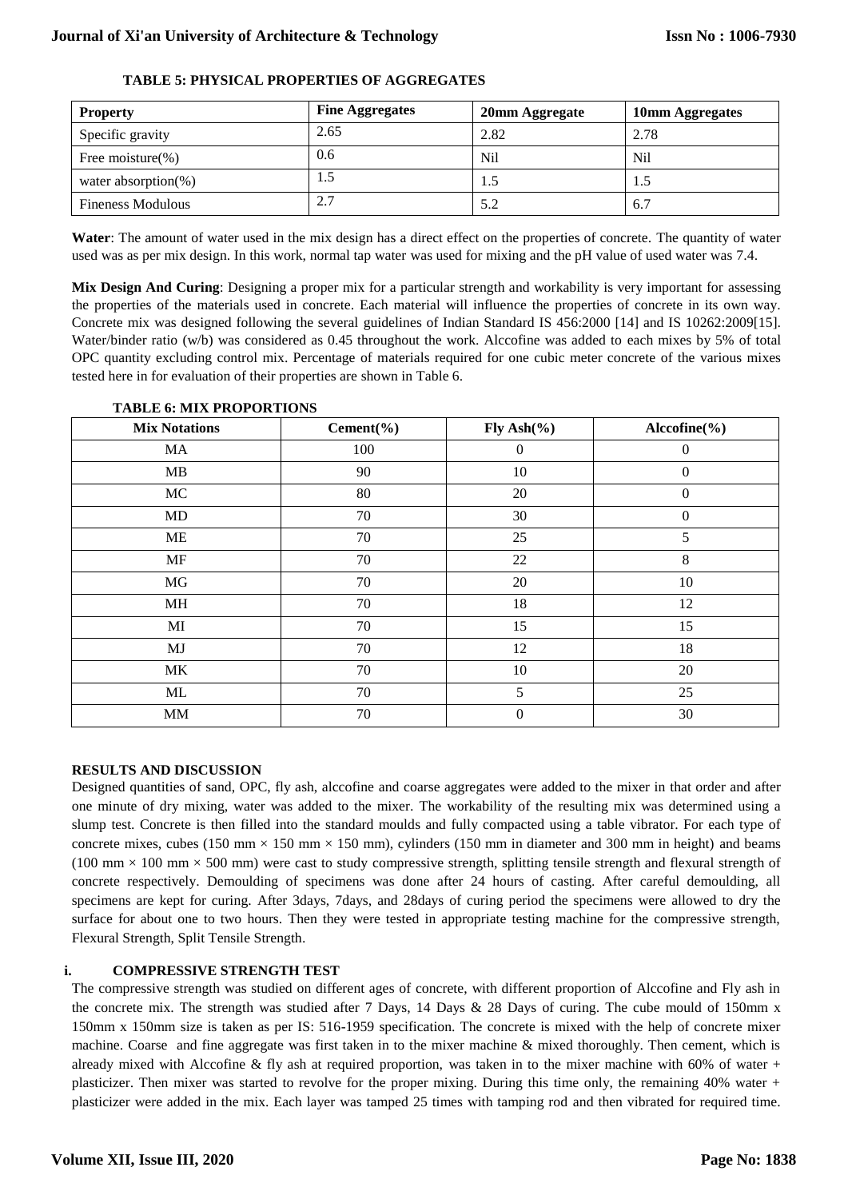**TABLE 5: PHYSICAL PROPERTIES OF AGGREGATES**

| Property | Fine Aggregates | 20mm Aggregate | 10mm Aggregates |
|---|---|---|---|
| Specific gravity | 2.65 | 2.82 | 2.78 |
| Free moisture(%) | 0.6 | Nil | Nil |
| water absorption(%) | 1.5 | 1.5 | 1.5 |
| Fineness Modulous | 2.7 | 5.2 | 6.7 |

**Water**: The amount of water used in the mix design has a direct effect on the properties of concrete. The quantity of water used was as per mix design. In this work, normal tap water was used for mixing and the pH value of used water was 7.4.

**Mix Design And Curing**: Designing a proper mix for a particular strength and workability is very important for assessing the properties of the materials used in concrete. Each material will influence the properties of concrete in its own way. Concrete mix was designed following the several guidelines of Indian Standard IS 456:2000 [14] and IS 10262:2009[15]. Water/binder ratio (w/b) was considered as 0.45 throughout the work. Alccofine was added to each mixes by 5% of total OPC quantity excluding control mix. Percentage of materials required for one cubic meter concrete of the various mixes tested here in for evaluation of their properties are shown in Table 6.

**TABLE 6: MIX PROPORTIONS**

| Mix Notations | Cement(%) | Fly Ash(%) | Alccofine(%) |
|---|---|---|---|
| MA | 100 | 0 | 0 |
| MB | 90 | 10 | 0 |
| MC | 80 | 20 | 0 |
| MD | 70 | 30 | 0 |
| ME | 70 | 25 | 5 |
| MF | 70 | 22 | 8 |
| MG | 70 | 20 | 10 |
| MH | 70 | 18 | 12 |
| MI | 70 | 15 | 15 |
| MJ | 70 | 12 | 18 |
| MK | 70 | 10 | 20 |
| ML | 70 | 5 | 25 |
| MM | 70 | 0 | 30 |

## RESULTS AND DISCUSSION

Designed quantities of sand, OPC, fly ash, alccofine and coarse aggregates were added to the mixer in that order and after one minute of dry mixing, water was added to the mixer. The workability of the resulting mix was determined using a slump test. Concrete is then filled into the standard moulds and fully compacted using a table vibrator. For each type of concrete mixes, cubes (150 mm × 150 mm × 150 mm), cylinders (150 mm in diameter and 300 mm in height) and beams (100 mm × 100 mm × 500 mm) were cast to study compressive strength, splitting tensile strength and flexural strength of concrete respectively. Demoulding of specimens was done after 24 hours of casting. After careful demoulding, all specimens are kept for curing. After 3days, 7days, and 28days of curing period the specimens were allowed to dry the surface for about one to two hours. Then they were tested in appropriate testing machine for the compressive strength, Flexural Strength, Split Tensile Strength.

### i. COMPRESSIVE STRENGTH TEST

The compressive strength was studied on different ages of concrete, with different proportion of Alccofine and Fly ash in the concrete mix. The strength was studied after 7 Days, 14 Days & 28 Days of curing. The cube mould of 150mm x 150mm x 150mm size is taken as per IS: 516-1959 specification. The concrete is mixed with the help of concrete mixer machine. Coarse and fine aggregate was first taken in to the mixer machine & mixed thoroughly. Then cement, which is already mixed with Alccofine & fly ash at required proportion, was taken in to the mixer machine with 60% of water + plasticizer. Then mixer was started to revolve for the proper mixing. During this time only, the remaining 40% water + plasticizer were added in the mix. Each layer was tamped 25 times with tamping rod and then vibrated for required time.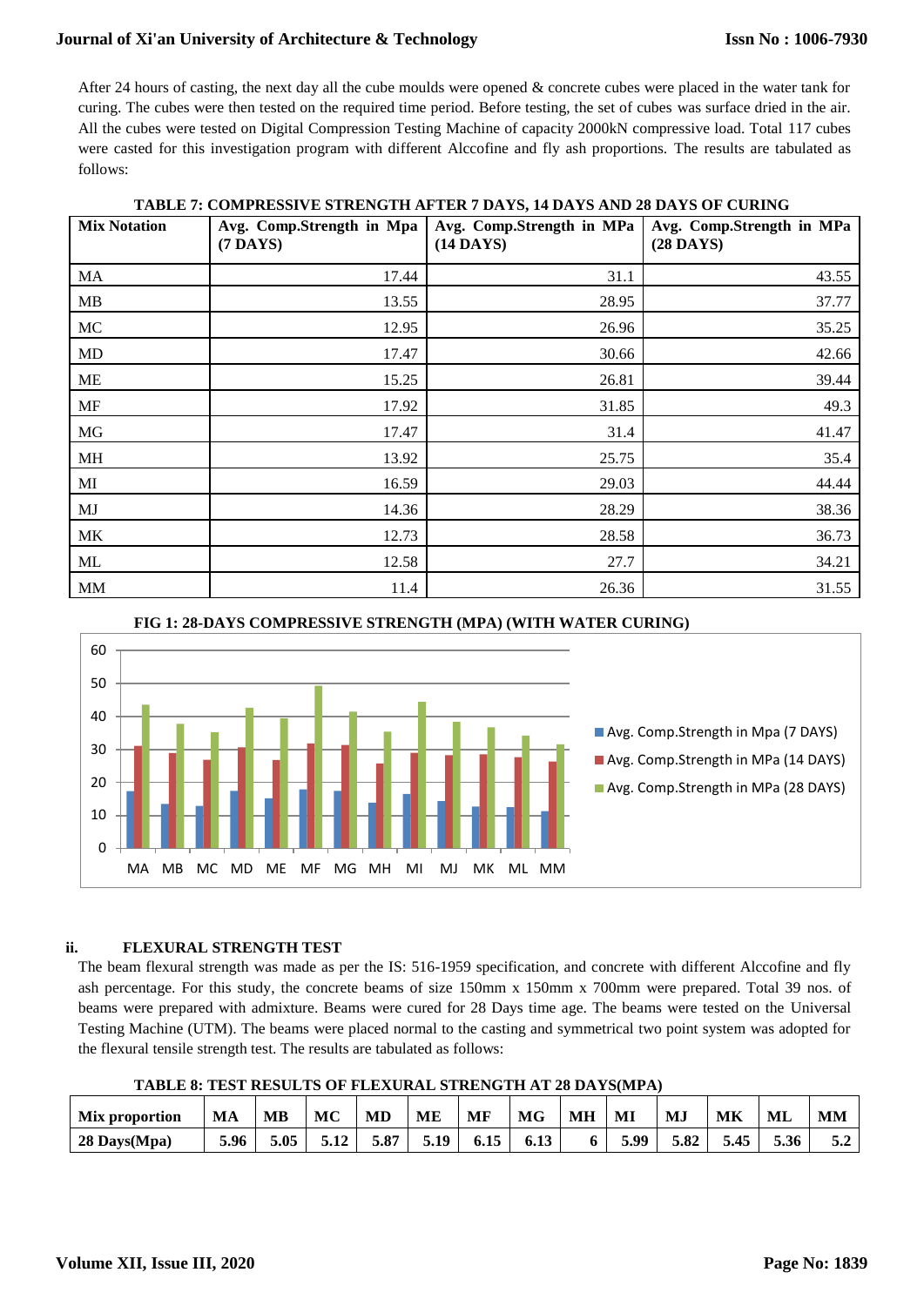After 24 hours of casting, the next day all the cube moulds were opened & concrete cubes were placed in the water tank for curing. The cubes were then tested on the required time period. Before testing, the set of cubes was surface dried in the air. All the cubes were tested on Digital Compression Testing Machine of capacity 2000kN compressive load. Total 117 cubes were casted for this investigation program with different Alccofine and fly ash proportions. The results are tabulated as follows:

**TABLE 7: COMPRESSIVE STRENGTH AFTER 7 DAYS, 14 DAYS AND 28 DAYS OF CURING**

| Mix Notation | Avg. Comp.Strength in Mpa (7 DAYS) | Avg. Comp.Strength in MPa (14 DAYS) | Avg. Comp.Strength in MPa (28 DAYS) |
|---|---|---|---|
| MA | 17.44 | 31.1 | 43.55 |
| MB | 13.55 | 28.95 | 37.77 |
| MC | 12.95 | 26.96 | 35.25 |
| MD | 17.47 | 30.66 | 42.66 |
| ME | 15.25 | 26.81 | 39.44 |
| MF | 17.92 | 31.85 | 49.3 |
| MG | 17.47 | 31.4 | 41.47 |
| MH | 13.92 | 25.75 | 35.4 |
| MI | 16.59 | 29.03 | 44.44 |
| MJ | 14.36 | 28.29 | 38.36 |
| MK | 12.73 | 28.58 | 36.73 |
| ML | 12.58 | 27.7 | 34.21 |
| MM | 11.4 | 26.36 | 31.55 |

**FIG 1: 28-DAYS COMPRESSIVE STRENGTH (MPA) (WITH WATER CURING)**

### ii. FLEXURAL STRENGTH TEST

The beam flexural strength was made as per the IS: 516-1959 specification, and concrete with different Alccofine and fly ash percentage. For this study, the concrete beams of size 150mm x 150mm x 700mm were prepared. Total 39 nos. of beams were prepared with admixture. Beams were cured for 28 Days time age. The beams were tested on the Universal Testing Machine (UTM). The beams were placed normal to the casting and symmetrical two point system was adopted for the flexural tensile strength test. The results are tabulated as follows:

**TABLE 8: TEST RESULTS OF FLEXURAL STRENGTH AT 28 DAYS(MPA)**

| Mix proportion | MA | MB | MC | MD | ME | MF | MG | MH | MI | MJ | MK | ML | MM |
|---|---|---|---|---|---|---|---|---|---|---|---|---|---|
| 28 Days(Mpa) | 5.96 | 5.05 | 5.12 | 5.87 | 5.19 | 6.15 | 6.13 | 6 | 5.99 | 5.82 | 5.45 | 5.36 | 5.2 |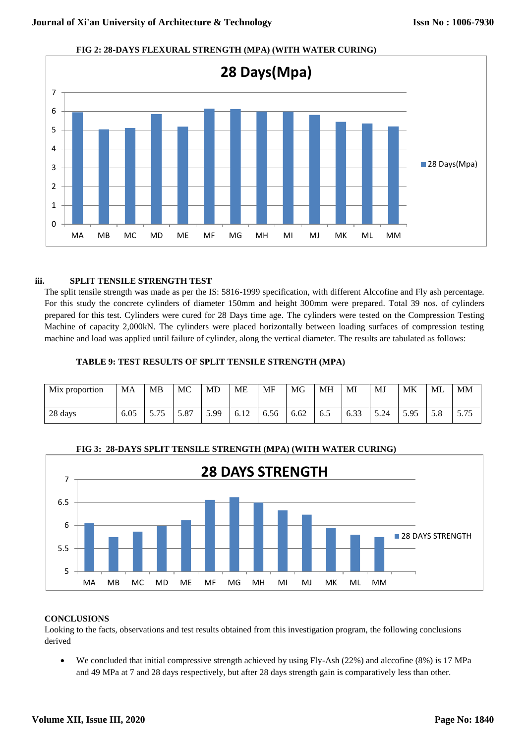**FIG 2: 28-DAYS FLEXURAL STRENGTH (MPA) (WITH WATER CURING)**

### iii. SPLIT TENSILE STRENGTH TEST

The split tensile strength was made as per the IS: 5816-1999 specification, with different Alccofine and Fly ash percentage. For this study the concrete cylinders of diameter 150mm and height 300mm were prepared. Total 39 nos. of cylinders prepared for this test. Cylinders were cured for 28 Days time age. The cylinders were tested on the Compression Testing Machine of capacity 2,000kN. The cylinders were placed horizontally between loading surfaces of compression testing machine and load was applied until failure of cylinder, along the vertical diameter. The results are tabulated as follows:

**TABLE 9: TEST RESULTS OF SPLIT TENSILE STRENGTH (MPA)**

| Mix proportion | MA | MB | MC | MD | ME | MF | MG | MH | MI | MJ | MK | ML | MM |
|---|---|---|---|---|---|---|---|---|---|---|---|---|---|
| 28 days | 6.05 | 5.75 | 5.87 | 5.99 | 6.12 | 6.56 | 6.62 | 6.5 | 6.33 | 5.24 | 5.95 | 5.8 | 5.75 |

**FIG 3: 28-DAYS SPLIT TENSILE STRENGTH (MPA) (WITH WATER CURING)**

## CONCLUSIONS

Looking to the facts, observations and test results obtained from this investigation program, the following conclusions derived

- We concluded that initial compressive strength achieved by using Fly-Ash (22%) and alccofine (8%) is 17 MPa and 49 MPa at 7 and 28 days respectively, but after 28 days strength gain is comparatively less than other.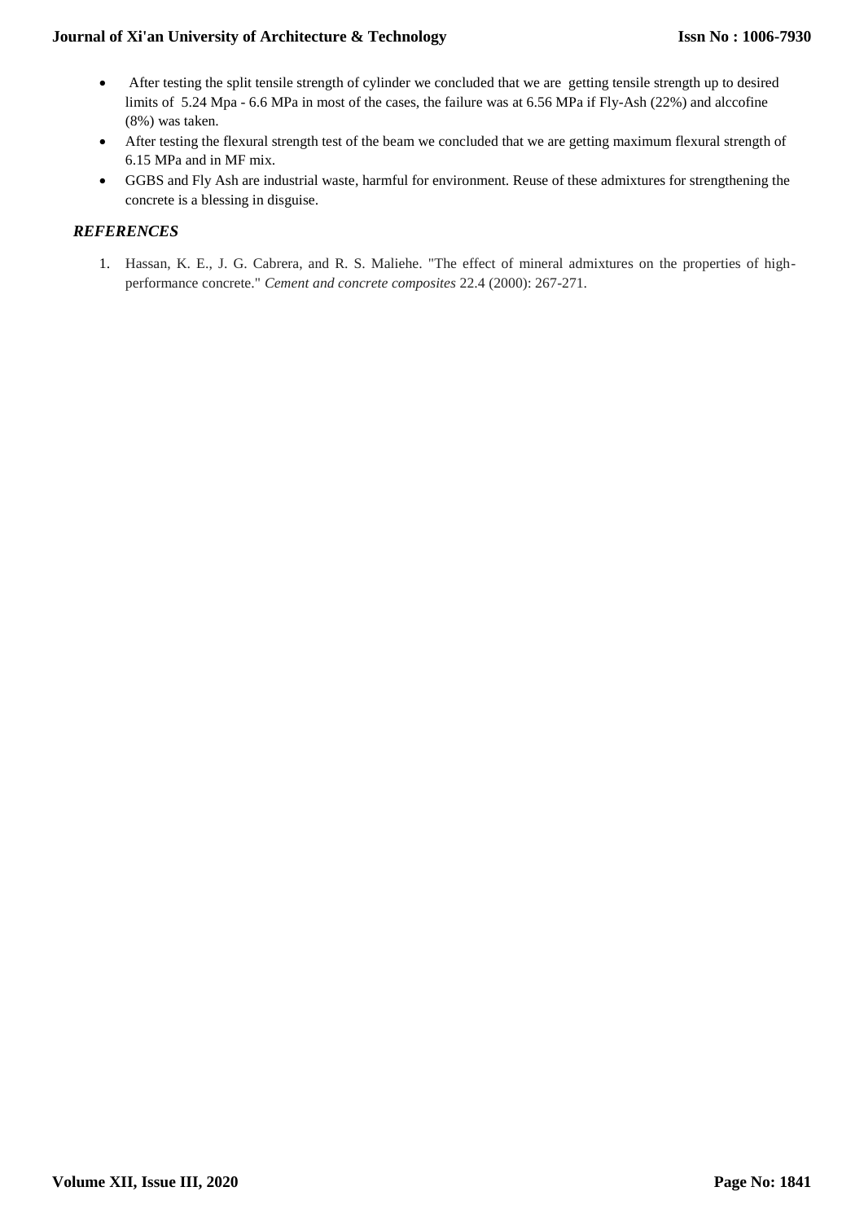- After testing the split tensile strength of cylinder we concluded that we are getting tensile strength up to desired limits of 5.24 Mpa - 6.6 MPa in most of the cases, the failure was at 6.56 MPa if Fly-Ash (22%) and alccofine (8%) was taken.
- After testing the flexural strength test of the beam we concluded that we are getting maximum flexural strength of 6.15 MPa and in MF mix.
- GGBS and Fly Ash are industrial waste, harmful for environment. Reuse of these admixtures for strengthening the concrete is a blessing in disguise.

## *REFERENCES*

1. Hassan, K. E., J. G. Cabrera, and R. S. Maliehe. "The effect of mineral admixtures on the properties of high-performance concrete." *Cement and concrete composites* 22.4 (2000): 267-271.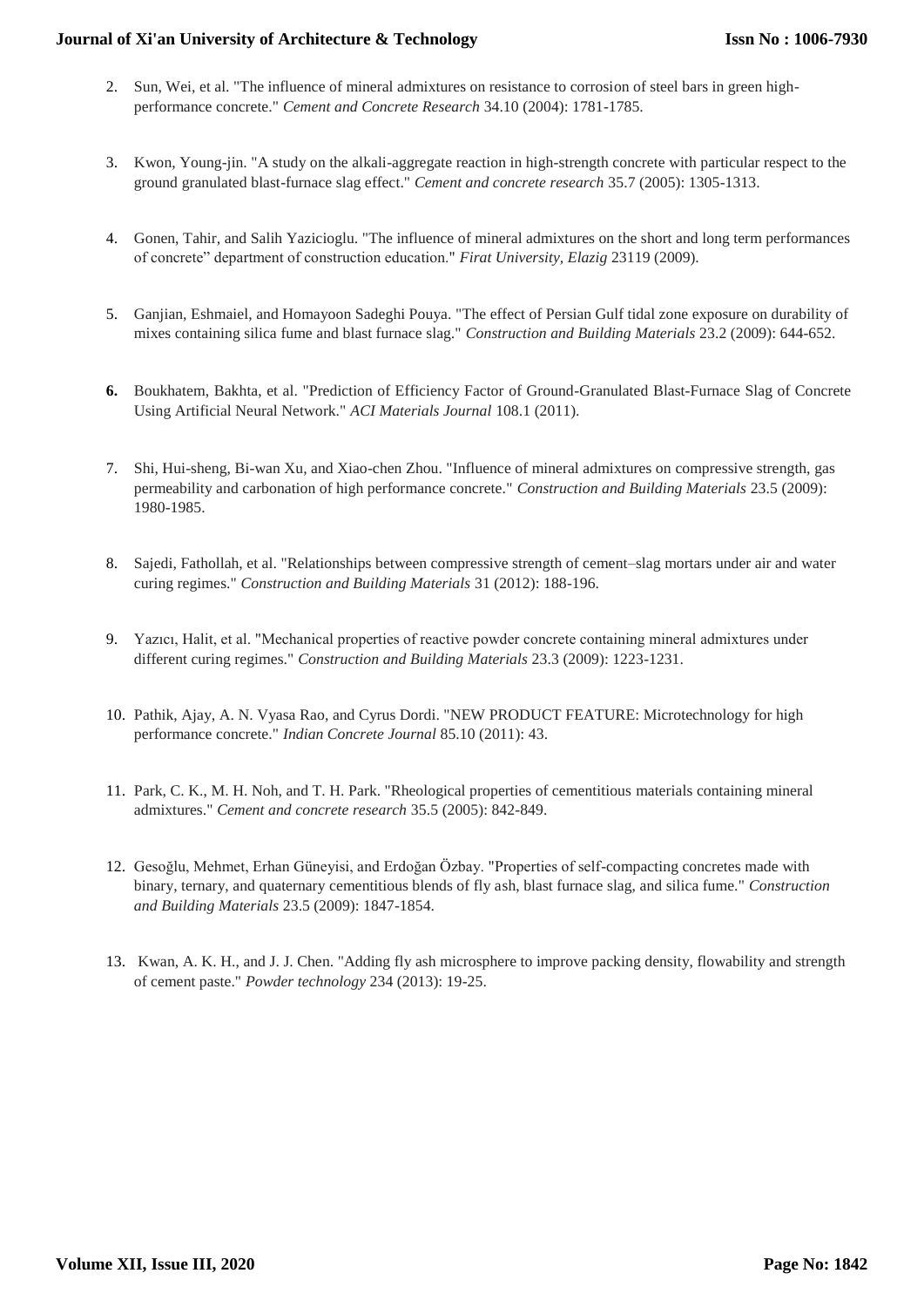2. Sun, Wei, et al. "The influence of mineral admixtures on resistance to corrosion of steel bars in green high-performance concrete." *Cement and Concrete Research* 34.10 (2004): 1781-1785.

3. Kwon, Young-jin. "A study on the alkali-aggregate reaction in high-strength concrete with particular respect to the ground granulated blast-furnace slag effect." *Cement and concrete research* 35.7 (2005): 1305-1313.

4. Gonen, Tahir, and Salih Yazicioglu. "The influence of mineral admixtures on the short and long term performances of concrete" department of construction education." *Firat University, Elazig* 23119 (2009).

5. Ganjian, Eshmaiel, and Homayoon Sadeghi Pouya. "The effect of Persian Gulf tidal zone exposure on durability of mixes containing silica fume and blast furnace slag." *Construction and Building Materials* 23.2 (2009): 644-652.

6. Boukhatem, Bakhta, et al. "Prediction of Efficiency Factor of Ground-Granulated Blast-Furnace Slag of Concrete Using Artificial Neural Network." *ACI Materials Journal* 108.1 (2011).

7. Shi, Hui-sheng, Bi-wan Xu, and Xiao-chen Zhou. "Influence of mineral admixtures on compressive strength, gas permeability and carbonation of high performance concrete." *Construction and Building Materials* 23.5 (2009): 1980-1985.

8. Sajedi, Fathollah, et al. "Relationships between compressive strength of cement–slag mortars under air and water curing regimes." *Construction and Building Materials* 31 (2012): 188-196.

9. Yazıcı, Halit, et al. "Mechanical properties of reactive powder concrete containing mineral admixtures under different curing regimes." *Construction and Building Materials* 23.3 (2009): 1223-1231.

10. Pathik, Ajay, A. N. Vyasa Rao, and Cyrus Dordi. "NEW PRODUCT FEATURE: Microtechnology for high performance concrete." *Indian Concrete Journal* 85.10 (2011): 43.

11. Park, C. K., M. H. Noh, and T. H. Park. "Rheological properties of cementitious materials containing mineral admixtures." *Cement and concrete research* 35.5 (2005): 842-849.

12. Gesoğlu, Mehmet, Erhan Güneyisi, and Erdoğan Özbay. "Properties of self-compacting concretes made with binary, ternary, and quaternary cementitious blends of fly ash, blast furnace slag, and silica fume." *Construction and Building Materials* 23.5 (2009): 1847-1854.

13. Kwan, A. K. H., and J. J. Chen. "Adding fly ash microsphere to improve packing density, flowability and strength of cement paste." *Powder technology* 234 (2013): 19-25.